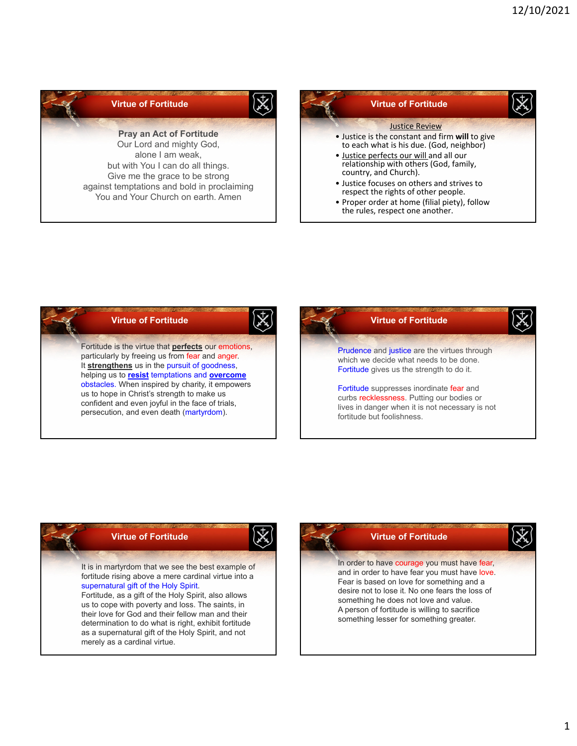## Virtue of Fortitude

**Pray an Act of Fortitude**

Our Lord and mighty God,
alone I am weak,
but with You I can do all things.
Give me the grace to be strong
against temptations and bold in proclaiming
You and Your Church on earth. Amen

## Virtue of Fortitude

Justice Review

- Justice is the constant and firm **will** to give to each what is his due. (God, neighbor)
- Justice perfects our will and all our relationship with others (God, family, country, and Church).
- Justice focuses on others and strives to respect the rights of other people.
- Proper order at home (filial piety), follow the rules, respect one another.

## Virtue of Fortitude

Fortitude is the virtue that **perfects** our emotions, particularly by freeing us from fear and anger. It **strengthens** us in the pursuit of goodness, helping us to **resist** temptations and **overcome** obstacles. When inspired by charity, it empowers us to hope in Christ's strength to make us confident and even joyful in the face of trials, persecution, and even death (martyrdom).

## Virtue of Fortitude

Prudence and justice are the virtues through which we decide what needs to be done. Fortitude gives us the strength to do it.

Fortitude suppresses inordinate fear and curbs recklessness. Putting our bodies or lives in danger when it is not necessary is not fortitude but foolishness.

## Virtue of Fortitude

It is in martyrdom that we see the best example of fortitude rising above a mere cardinal virtue into a supernatural gift of the Holy Spirit.
Fortitude, as a gift of the Holy Spirit, also allows us to cope with poverty and loss. The saints, in their love for God and their fellow man and their determination to do what is right, exhibit fortitude as a supernatural gift of the Holy Spirit, and not merely as a cardinal virtue.

## Virtue of Fortitude

In order to have courage you must have fear, and in order to have fear you must have love. Fear is based on love for something and a desire not to lose it. No one fears the loss of something he does not love and value.
A person of fortitude is willing to sacrifice something lesser for something greater.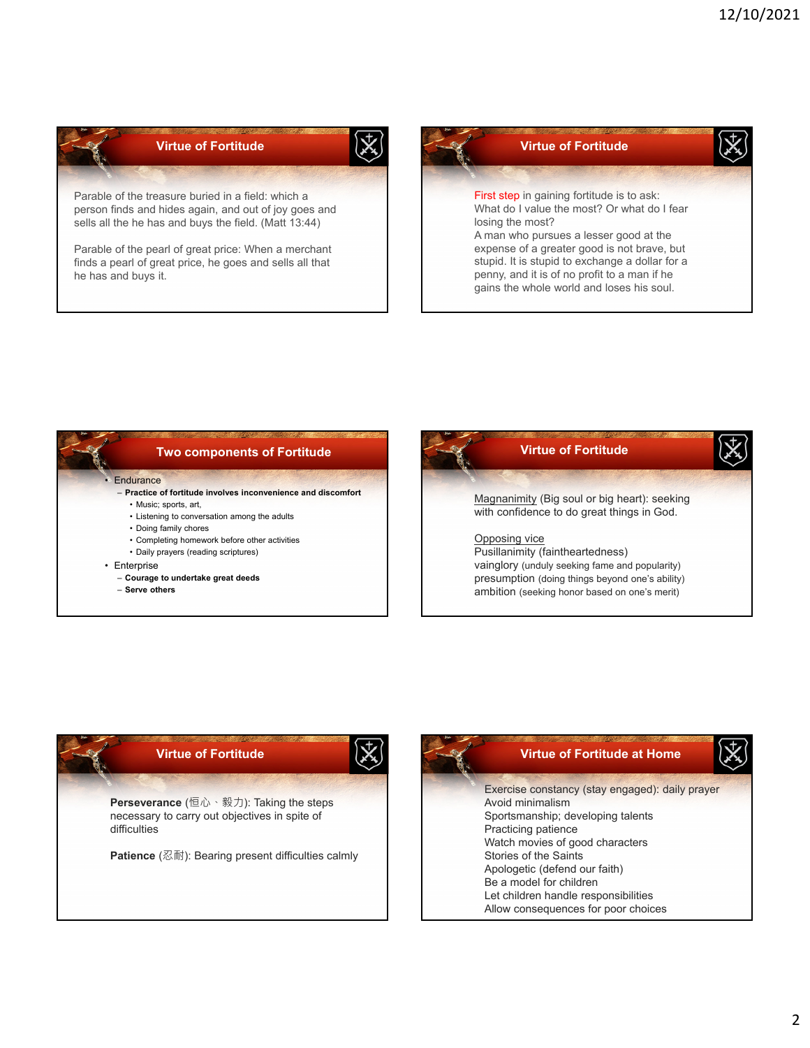## Virtue of Fortitude

Parable of the treasure buried in a field: which a person finds and hides again, and out of joy goes and sells all the he has and buys the field. (Matt 13:44)

Parable of the pearl of great price: When a merchant finds a pearl of great price, he goes and sells all that he has and buys it.

## Virtue of Fortitude

First step in gaining fortitude is to ask:
What do I value the most? Or what do I fear losing the most?
A man who pursues a lesser good at the expense of a greater good is not brave, but stupid. It is stupid to exchange a dollar for a penny, and it is of no profit to a man if he gains the whole world and loses his soul.

## Two components of Fortitude

- Endurance
  - **Practice of fortitude involves inconvenience and discomfort**
    - Music; sports, art,
    - Listening to conversation among the adults
    - Doing family chores
    - Completing homework before other activities
    - Daily prayers (reading scriptures)
- Enterprise
  - **Courage to undertake great deeds**
  - **Serve others**

## Virtue of Fortitude

Magnanimity (Big soul or big heart): seeking with confidence to do great things in God.

Opposing vice
Pusillanimity (faintheartedness)
vainglory (unduly seeking fame and popularity)
presumption (doing things beyond one's ability)
ambition (seeking honor based on one's merit)

## Virtue of Fortitude

**Perseverance** (恒心、毅力): Taking the steps necessary to carry out objectives in spite of difficulties

**Patience** (忍耐): Bearing present difficulties calmly

## Virtue of Fortitude at Home

Exercise constancy (stay engaged): daily prayer
Avoid minimalism
Sportsmanship; developing talents
Practicing patience
Watch movies of good characters
Stories of the Saints
Apologetic (defend our faith)
Be a model for children
Let children handle responsibilities
Allow consequences for poor choices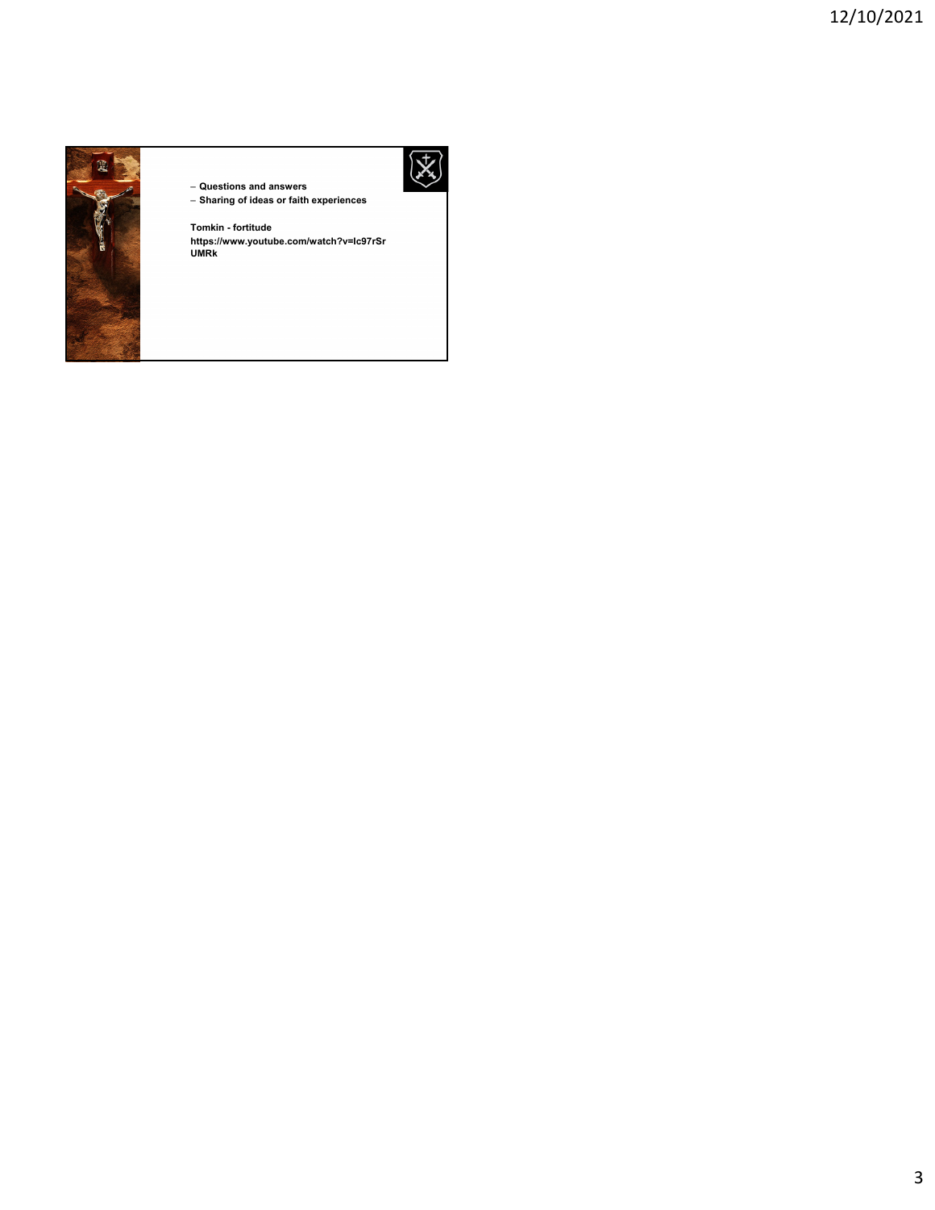– **Questions and answers**
– **Sharing of ideas or faith experiences**

**Tomkin - fortitude**
**https://www.youtube.com/watch?v=Ic97rSrUMRk**